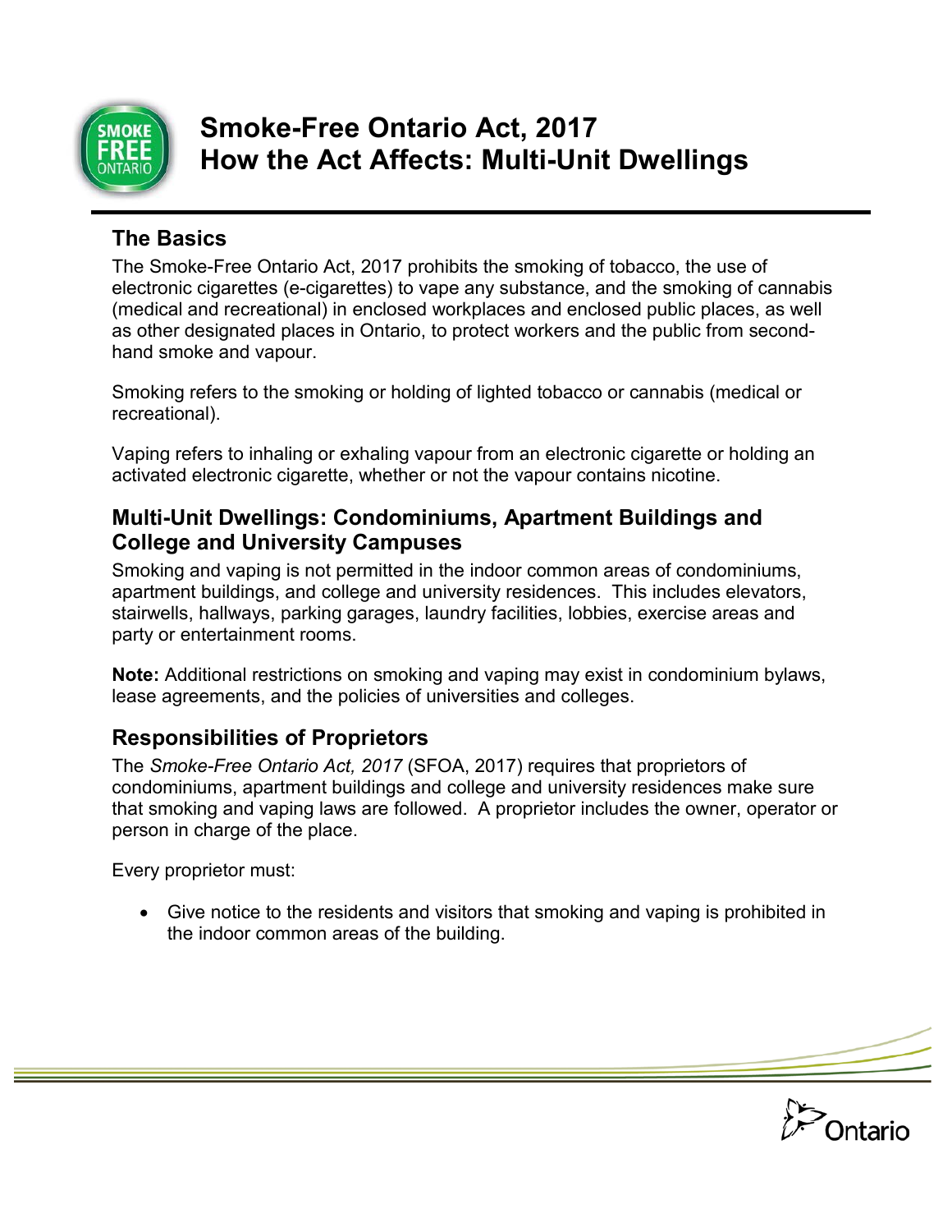# Smoke-Free Ontario Act, 2017
# How the Act Affects: Multi-Unit Dwellings

## The Basics

The Smoke-Free Ontario Act, 2017 prohibits the smoking of tobacco, the use of electronic cigarettes (e-cigarettes) to vape any substance, and the smoking of cannabis (medical and recreational) in enclosed workplaces and enclosed public places, as well as other designated places in Ontario, to protect workers and the public from second-hand smoke and vapour.

Smoking refers to the smoking or holding of lighted tobacco or cannabis (medical or recreational).

Vaping refers to inhaling or exhaling vapour from an electronic cigarette or holding an activated electronic cigarette, whether or not the vapour contains nicotine.

## Multi-Unit Dwellings: Condominiums, Apartment Buildings and College and University Campuses

Smoking and vaping is not permitted in the indoor common areas of condominiums, apartment buildings, and college and university residences. This includes elevators, stairwells, hallways, parking garages, laundry facilities, lobbies, exercise areas and party or entertainment rooms.

**Note:** Additional restrictions on smoking and vaping may exist in condominium bylaws, lease agreements, and the policies of universities and colleges.

## Responsibilities of Proprietors

The *Smoke-Free Ontario Act, 2017* (SFOA, 2017) requires that proprietors of condominiums, apartment buildings and college and university residences make sure that smoking and vaping laws are followed. A proprietor includes the owner, operator or person in charge of the place.

Every proprietor must:

- Give notice to the residents and visitors that smoking and vaping is prohibited in the indoor common areas of the building.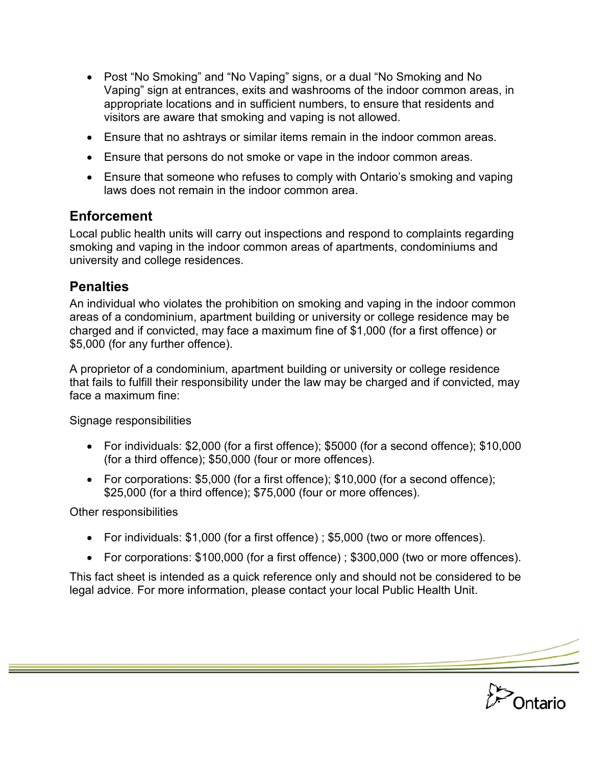- Post “No Smoking” and “No Vaping” signs, or a dual “No Smoking and No Vaping” sign at entrances, exits and washrooms of the indoor common areas, in appropriate locations and in sufficient numbers, to ensure that residents and visitors are aware that smoking and vaping is not allowed.
- Ensure that no ashtrays or similar items remain in the indoor common areas.
- Ensure that persons do not smoke or vape in the indoor common areas.
- Ensure that someone who refuses to comply with Ontario’s smoking and vaping laws does not remain in the indoor common area.

## Enforcement

Local public health units will carry out inspections and respond to complaints regarding smoking and vaping in the indoor common areas of apartments, condominiums and university and college residences.

## Penalties

An individual who violates the prohibition on smoking and vaping in the indoor common areas of a condominium, apartment building or university or college residence may be charged and if convicted, may face a maximum fine of $1,000 (for a first offence) or $5,000 (for any further offence).

A proprietor of a condominium, apartment building or university or college residence that fails to fulfill their responsibility under the law may be charged and if convicted, may face a maximum fine:

Signage responsibilities

- For individuals: $2,000 (for a first offence); $5000 (for a second offence); $10,000 (for a third offence); $50,000 (four or more offences).
- For corporations: $5,000 (for a first offence); $10,000 (for a second offence); $25,000 (for a third offence); $75,000 (four or more offences).

Other responsibilities

- For individuals: $1,000 (for a first offence) ; $5,000 (two or more offences).
- For corporations: $100,000 (for a first offence) ; $300,000 (two or more offences).

This fact sheet is intended as a quick reference only and should not be considered to be legal advice. For more information, please contact your local Public Health Unit.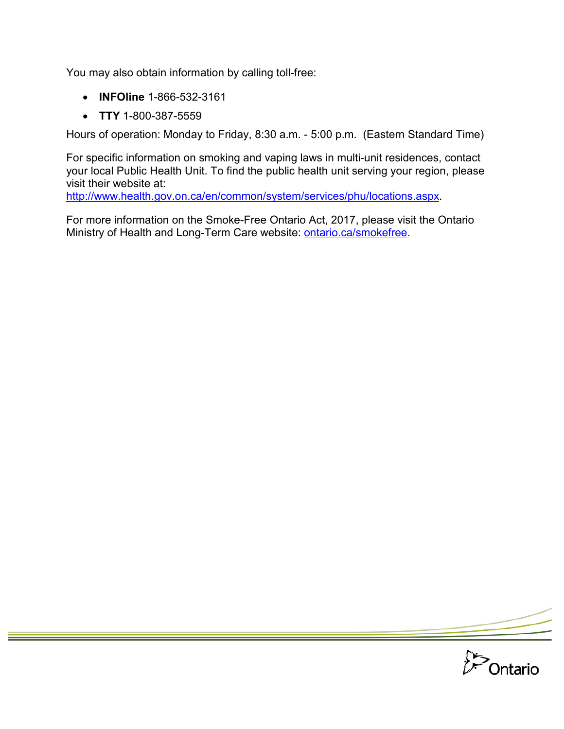You may also obtain information by calling toll-free:

- **INFOline** 1-866-532-3161
- **TTY** 1-800-387-5559

Hours of operation: Monday to Friday, 8:30 a.m. - 5:00 p.m. (Eastern Standard Time)

For specific information on smoking and vaping laws in multi-unit residences, contact your local Public Health Unit. To find the public health unit serving your region, please visit their website at: [http://www.health.gov.on.ca/en/common/system/services/phu/locations.aspx](http://www.health.gov.on.ca/en/common/system/services/phu/locations.aspx).

For more information on the Smoke-Free Ontario Act, 2017, please visit the Ontario Ministry of Health and Long-Term Care website: [ontario.ca/smokefree](ontario.ca/smokefree).

Ontario